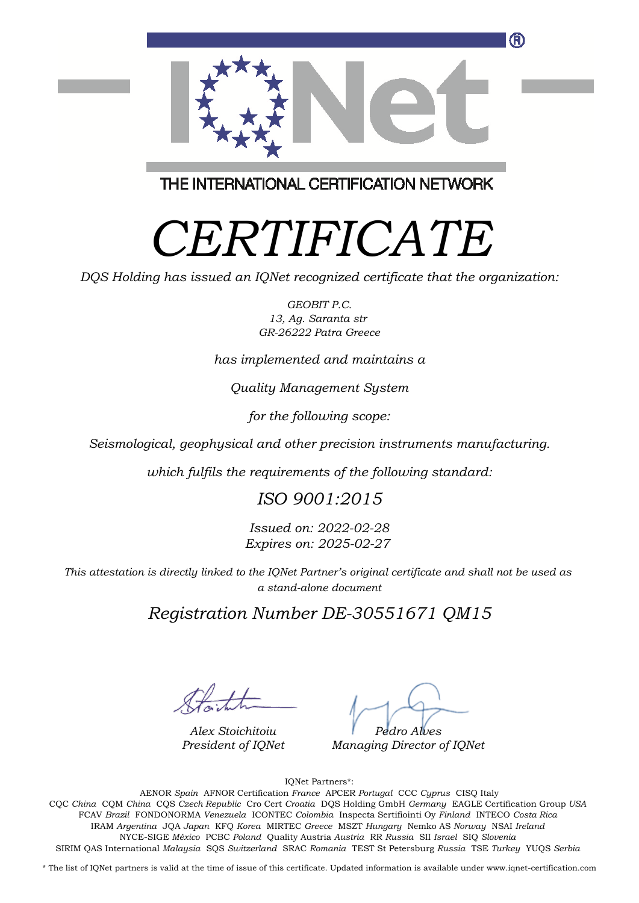THE INTERNATIONAL CERTIFICATION NETWORK

# *CERTIFICATE*

*DQS Holding has issued an IQNet recognized certificate that the organization:*

*GEOBIT P.C.*
*13, Ag. Saranta str*
*GR-26222 Patra Greece*

*has implemented and maintains a*

*Quality Management System*

*for the following scope:*

*Seismological, geophysical and other precision instruments manufacturing.*

*which fulfils the requirements of the following standard:*

## *ISO 9001:2015*

*Issued on: 2022-02-28*
*Expires on: 2025-02-27*

*This attestation is directly linked to the IQNet Partner's original certificate and shall not be used as a stand-alone document*

## *Registration Number DE-30551671 QM15*

*Alex Stoichitoiu*
*President of IQNet*

*Pedro Alves*
*Managing Director of IQNet*

IQNet Partners*:

AENOR *Spain* AFNOR Certification *France* APCER *Portugal* CCC *Cyprus* CISQ Italy
CQC *China* CQM *China* CQS *Czech Republic* Cro Cert *Croatia* DQS Holding GmbH *Germany* EAGLE Certification Group *USA*
FCAV *Brazil* FONDONORMA *Venezuela* ICONTEC *Colombia* Inspecta Sertifiointi Oy *Finland* INTECO *Costa Rica*
IRAM *Argentina* JQA *Japan* KFQ *Korea* MIRTEC *Greece* MSZT *Hungary* Nemko AS *Norway* NSAI *Ireland*
NYCE-SIGE *México* PCBC *Poland* Quality Austria *Austria* RR *Russia* SII *Israel* SIQ *Slovenia*
SIRIM QAS International *Malaysia* SQS *Switzerland* SRAC *Romania* TEST St Petersburg *Russia* TSE *Turkey* YUQS *Serbia*

* The list of IQNet partners is valid at the time of issue of this certificate. Updated information is available under www.iqnet-certification.com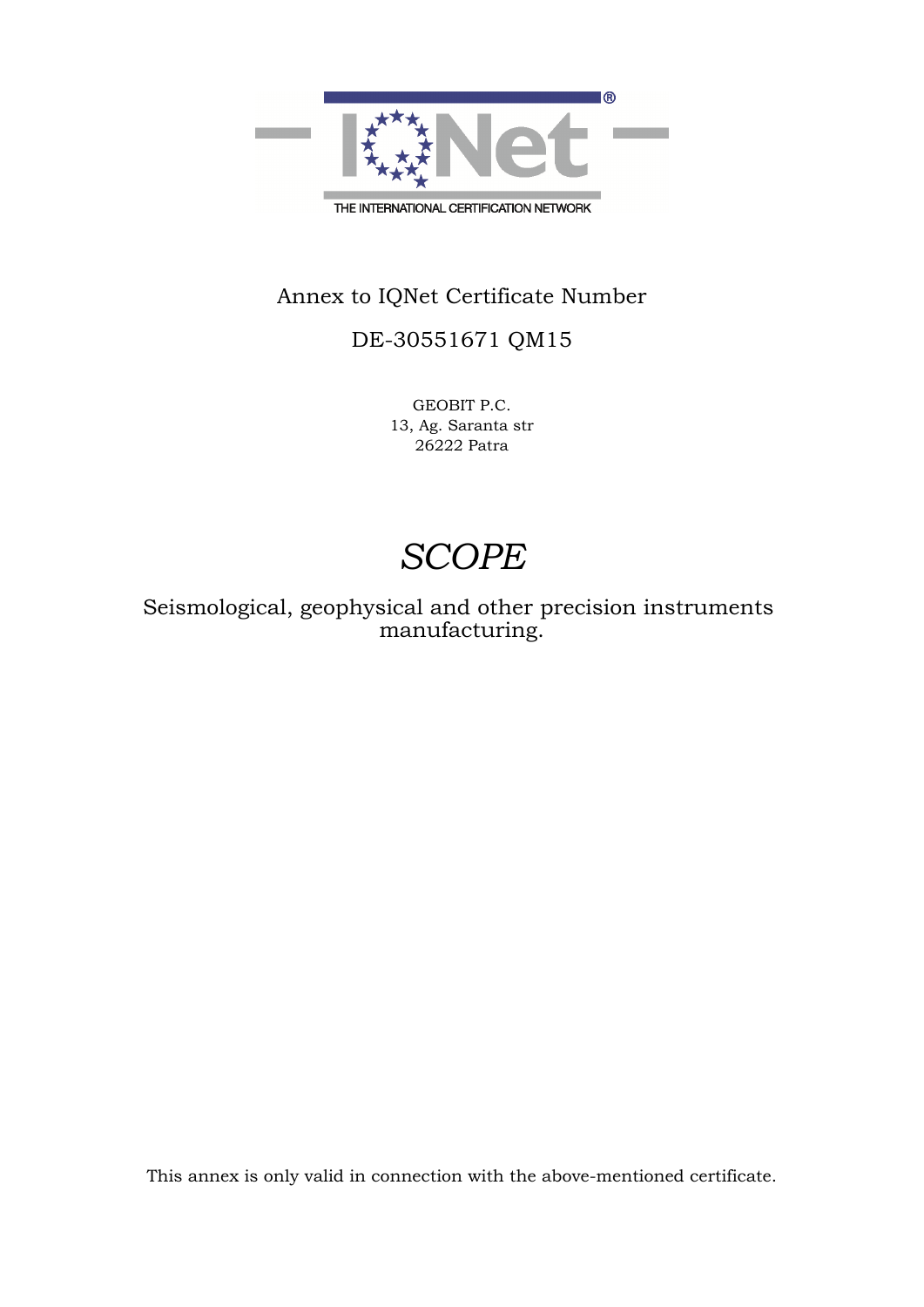THE INTERNATIONAL CERTIFICATION NETWORK

Annex to IQNet Certificate Number

DE-30551671 QM15

GEOBIT P.C.
13, Ag. Saranta str
26222 Patra

# *SCOPE*

Seismological, geophysical and other precision instruments manufacturing.

This annex is only valid in connection with the above-mentioned certificate.